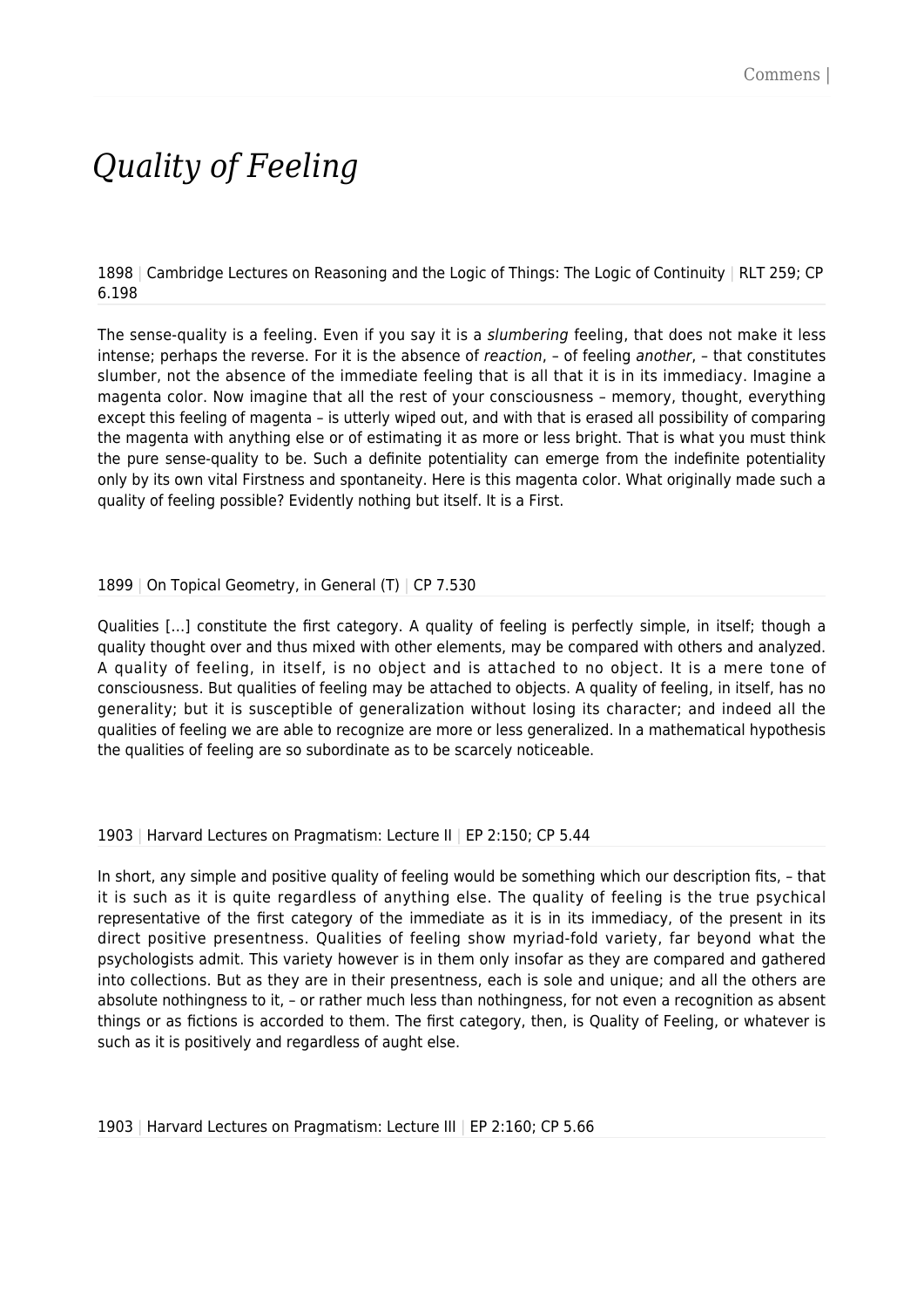# *Quality of Feeling*

1898 | Cambridge Lectures on Reasoning and the Logic of Things: The Logic of Continuity | RLT 259; CP 6.198

The sense-quality is a feeling. Even if you say it is a *slumbering* feeling, that does not make it less intense; perhaps the reverse. For it is the absence of *reaction*, – of feeling *another*, – that constitutes slumber, not the absence of the immediate feeling that is all that it is in its immediacy. Imagine a magenta color. Now imagine that all the rest of your consciousness – memory, thought, everything except this feeling of magenta – is utterly wiped out, and with that is erased all possibility of comparing the magenta with anything else or of estimating it as more or less bright. That is what you must think the pure sense-quality to be. Such a definite potentiality can emerge from the indefinite potentiality only by its own vital Firstness and spontaneity. Here is this magenta color. What originally made such a quality of feeling possible? Evidently nothing but itself. It is a First.

1899 | On Topical Geometry, in General (T) | CP 7.530

Qualities […] constitute the first category. A quality of feeling is perfectly simple, in itself; though a quality thought over and thus mixed with other elements, may be compared with others and analyzed. A quality of feeling, in itself, is no object and is attached to no object. It is a mere tone of consciousness. But qualities of feeling may be attached to objects. A quality of feeling, in itself, has no generality; but it is susceptible of generalization without losing its character; and indeed all the qualities of feeling we are able to recognize are more or less generalized. In a mathematical hypothesis the qualities of feeling are so subordinate as to be scarcely noticeable.

1903 | Harvard Lectures on Pragmatism: Lecture II | EP 2:150; CP 5.44

In short, any simple and positive quality of feeling would be something which our description fits, – that it is such as it is quite regardless of anything else. The quality of feeling is the true psychical representative of the first category of the immediate as it is in its immediacy, of the present in its direct positive presentness. Qualities of feeling show myriad-fold variety, far beyond what the psychologists admit. This variety however is in them only insofar as they are compared and gathered into collections. But as they are in their presentness, each is sole and unique; and all the others are absolute nothingness to it, – or rather much less than nothingness, for not even a recognition as absent things or as fictions is accorded to them. The first category, then, is Quality of Feeling, or whatever is such as it is positively and regardless of aught else.

1903 | Harvard Lectures on Pragmatism: Lecture III | EP 2:160; CP 5.66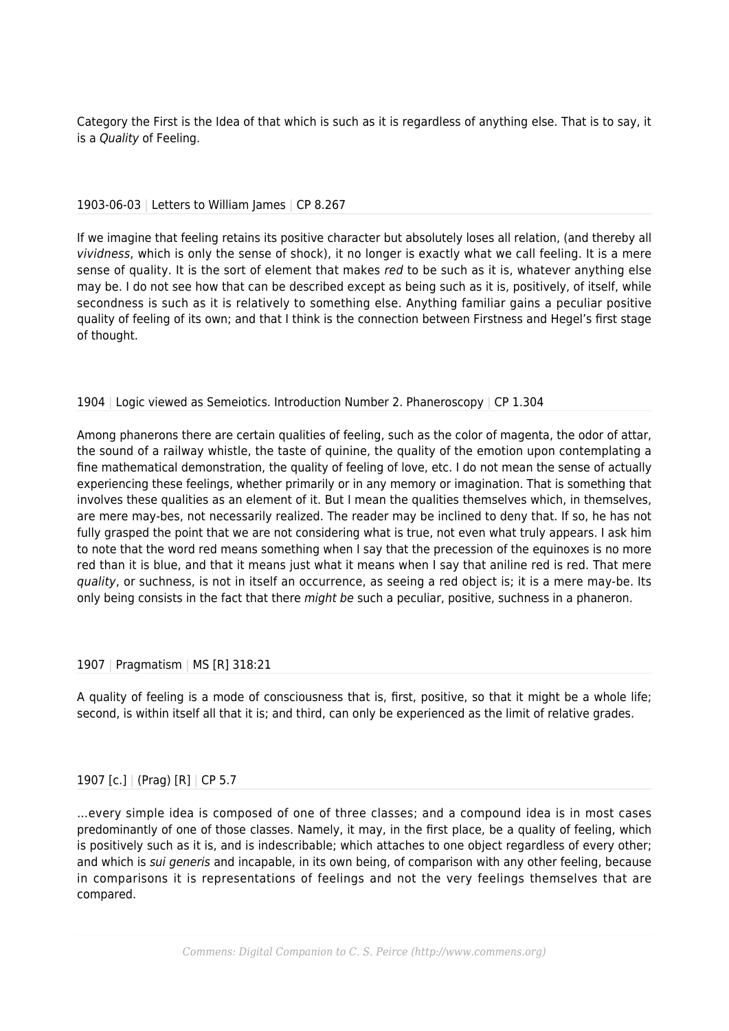Category the First is the Idea of that which is such as it is regardless of anything else. That is to say, it is a *Quality* of Feeling.

1903-06-03 | Letters to William James | CP 8.267

If we imagine that feeling retains its positive character but absolutely loses all relation, (and thereby all *vividness*, which is only the sense of shock), it no longer is exactly what we call feeling. It is a mere sense of quality. It is the sort of element that makes *red* to be such as it is, whatever anything else may be. I do not see how that can be described except as being such as it is, positively, of itself, while secondness is such as it is relatively to something else. Anything familiar gains a peculiar positive quality of feeling of its own; and that I think is the connection between Firstness and Hegel's first stage of thought.

1904 | Logic viewed as Semeiotics. Introduction Number 2. Phaneroscopy | CP 1.304

Among phanerons there are certain qualities of feeling, such as the color of magenta, the odor of attar, the sound of a railway whistle, the taste of quinine, the quality of the emotion upon contemplating a fine mathematical demonstration, the quality of feeling of love, etc. I do not mean the sense of actually experiencing these feelings, whether primarily or in any memory or imagination. That is something that involves these qualities as an element of it. But I mean the qualities themselves which, in themselves, are mere may-bes, not necessarily realized. The reader may be inclined to deny that. If so, he has not fully grasped the point that we are not considering what is true, not even what truly appears. I ask him to note that the word red means something when I say that the precession of the equinoxes is no more red than it is blue, and that it means just what it means when I say that aniline red is red. That mere *quality*, or suchness, is not in itself an occurrence, as seeing a red object is; it is a mere may-be. Its only being consists in the fact that there *might be* such a peculiar, positive, suchness in a phaneron.

1907 | Pragmatism | MS [R] 318:21

A quality of feeling is a mode of consciousness that is, first, positive, so that it might be a whole life; second, is within itself all that it is; and third, can only be experienced as the limit of relative grades.

1907 [c.] | (Prag) [R] | CP 5.7

…every simple idea is composed of one of three classes; and a compound idea is in most cases predominantly of one of those classes. Namely, it may, in the first place, be a quality of feeling, which is positively such as it is, and is indescribable; which attaches to one object regardless of every other; and which is *sui generis* and incapable, in its own being, of comparison with any other feeling, because in comparisons it is representations of feelings and not the very feelings themselves that are compared.